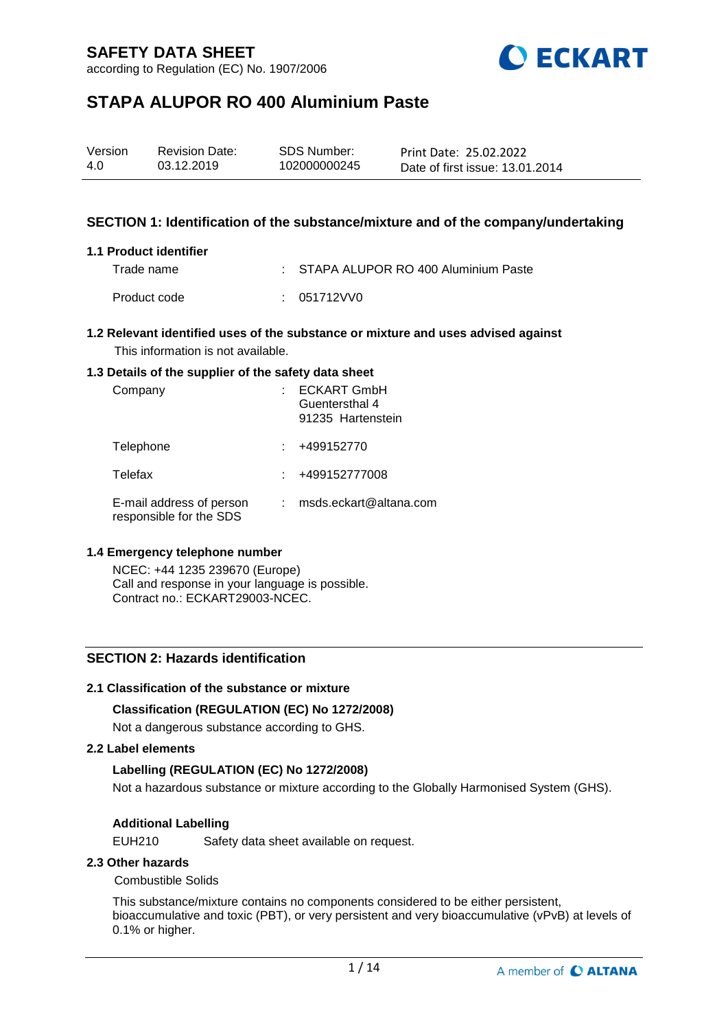# SAFETY DATA SHEET

according to Regulation (EC) No. 1907/2006

# STAPA ALUPOR RO 400 Aluminium Paste

| Version | Revision Date: | SDS Number: | Print Date: 25.02.2022 |
|---|---|---|---|
| 4.0 | 03.12.2019 | 102000000245 | Date of first issue: 13.01.2014 |

## SECTION 1: Identification of the substance/mixture and of the company/undertaking

### 1.1 Product identifier

Trade name : STAPA ALUPOR RO 400 Aluminium Paste

Product code : 051712VV0

### 1.2 Relevant identified uses of the substance or mixture and uses advised against

This information is not available.

### 1.3 Details of the supplier of the safety data sheet

Company : ECKART GmbH
Guentersthal 4
91235 Hartenstein

Telephone : +499152770

Telefax : +499152777008

E-mail address of person responsible for the SDS : msds.eckart@altana.com

### 1.4 Emergency telephone number

NCEC: +44 1235 239670 (Europe)
Call and response in your language is possible.
Contract no.: ECKART29003-NCEC.

## SECTION 2: Hazards identification

### 2.1 Classification of the substance or mixture

**Classification (REGULATION (EC) No 1272/2008)**

Not a dangerous substance according to GHS.

### 2.2 Label elements

**Labelling (REGULATION (EC) No 1272/2008)**

Not a hazardous substance or mixture according to the Globally Harmonised System (GHS).

**Additional Labelling**

EUH210 Safety data sheet available on request.

### 2.3 Other hazards

Combustible Solids

This substance/mixture contains no components considered to be either persistent, bioaccumulative and toxic (PBT), or very persistent and very bioaccumulative (vPvB) at levels of 0.1% or higher.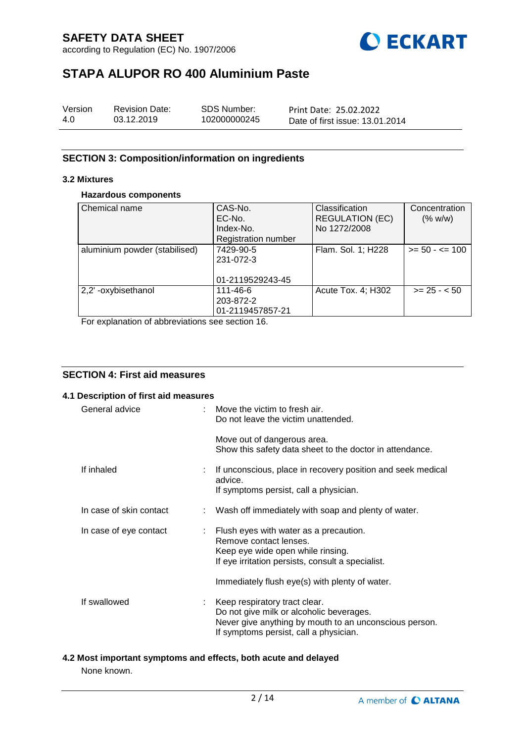## SECTION 3: Composition/information on ingredients

### 3.2 Mixtures

**Hazardous components**

| Chemical name | CAS-No.<br>EC-No.<br>Index-No.<br>Registration number | Classification<br>REGULATION (EC)<br>No 1272/2008 | Concentration<br>(% w/w) |
|---|---|---|---|
| aluminium powder (stabilised) | 7429-90-5<br>231-072-3<br><br>01-2119529243-45 | Flam. Sol. 1; H228 | >= 50 - <= 100 |
| 2,2' -oxybisethanol | 111-46-6<br>203-872-2<br>01-2119457857-21 | Acute Tox. 4; H302 | >= 25 - < 50 |

For explanation of abbreviations see section 16.

## SECTION 4: First aid measures

### 4.1 Description of first aid measures

General advice : Move the victim to fresh air.
Do not leave the victim unattended.

Move out of dangerous area.
Show this safety data sheet to the doctor in attendance.

If inhaled : If unconscious, place in recovery position and seek medical advice.
If symptoms persist, call a physician.

In case of skin contact : Wash off immediately with soap and plenty of water.

In case of eye contact : Flush eyes with water as a precaution.
Remove contact lenses.
Keep eye wide open while rinsing.
If eye irritation persists, consult a specialist.

Immediately flush eye(s) with plenty of water.

If swallowed : Keep respiratory tract clear.
Do not give milk or alcoholic beverages.
Never give anything by mouth to an unconscious person.
If symptoms persist, call a physician.

### 4.2 Most important symptoms and effects, both acute and delayed

None known.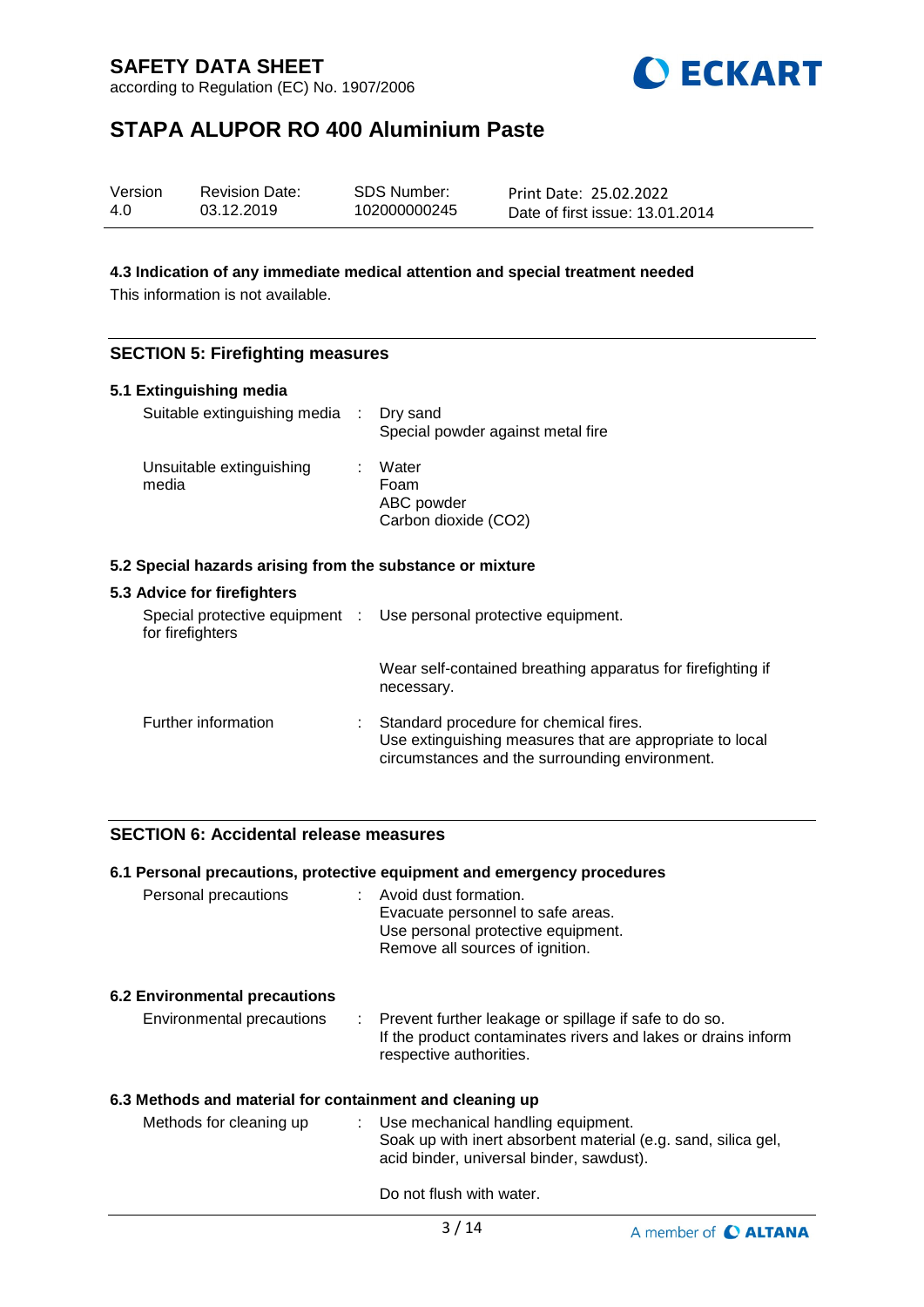### 4.3 Indication of any immediate medical attention and special treatment needed

This information is not available.

## SECTION 5: Firefighting measures

### 5.1 Extinguishing media

| | | |
|---|---|---|
| Suitable extinguishing media | : | Dry sand<br>Special powder against metal fire |
| Unsuitable extinguishing media | : | Water<br>Foam<br>ABC powder<br>Carbon dioxide ($CO_2$) |

### 5.2 Special hazards arising from the substance or mixture

### 5.3 Advice for firefighters

| | | |
|---|---|---|
| Special protective equipment for firefighters | : | Use personal protective equipment.<br><br>Wear self-contained breathing apparatus for firefighting if necessary. |
| Further information | : | Standard procedure for chemical fires.<br>Use extinguishing measures that are appropriate to local circumstances and the surrounding environment. |

## SECTION 6: Accidental release measures

### 6.1 Personal precautions, protective equipment and emergency procedures

| | | |
|---|---|---|
| Personal precautions | : | Avoid dust formation.<br>Evacuate personnel to safe areas.<br>Use personal protective equipment.<br>Remove all sources of ignition. |

### 6.2 Environmental precautions

| | | |
|---|---|---|
| Environmental precautions | : | Prevent further leakage or spillage if safe to do so.<br>If the product contaminates rivers and lakes or drains inform respective authorities. |

### 6.3 Methods and material for containment and cleaning up

| | | |
|---|---|---|
| Methods for cleaning up | : | Use mechanical handling equipment.<br>Soak up with inert absorbent material (e.g. sand, silica gel, acid binder, universal binder, sawdust).<br><br>Do not flush with water. |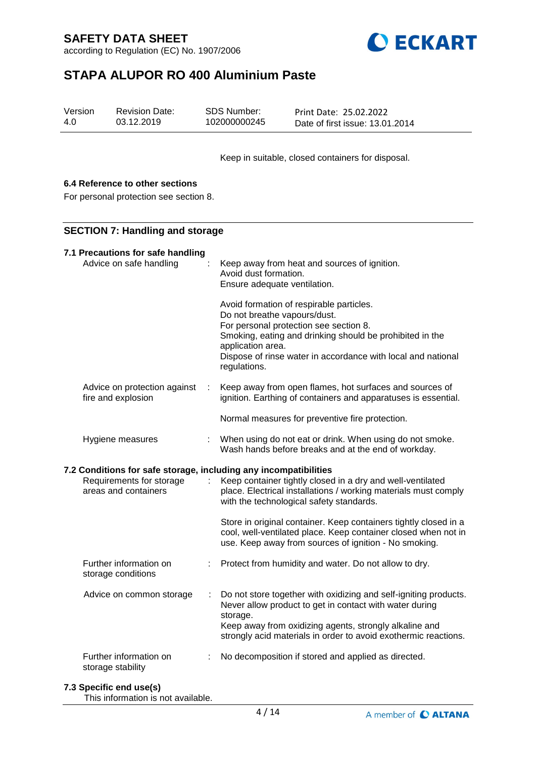Keep in suitable, closed containers for disposal.

### 6.4 Reference to other sections

For personal protection see section 8.

## SECTION 7: Handling and storage

### 7.1 Precautions for safe handling

| | |
|---|---|
| Advice on safe handling | : Keep away from heat and sources of ignition.<br>Avoid dust formation.<br>Ensure adequate ventilation.<br><br>Avoid formation of respirable particles.<br>Do not breathe vapours/dust.<br>For personal protection see section 8.<br>Smoking, eating and drinking should be prohibited in the application area.<br>Dispose of rinse water in accordance with local and national regulations. |
| Advice on protection against fire and explosion | : Keep away from open flames, hot surfaces and sources of ignition. Earthing of containers and apparatuses is essential.<br><br>Normal measures for preventive fire protection. |
| Hygiene measures | : When using do not eat or drink. When using do not smoke.<br>Wash hands before breaks and at the end of workday. |

### 7.2 Conditions for safe storage, including any incompatibilities

| | |
|---|---|
| Requirements for storage areas and containers | : Keep container tightly closed in a dry and well-ventilated place. Electrical installations / working materials must comply with the technological safety standards.<br><br>Store in original container. Keep containers tightly closed in a cool, well-ventilated place. Keep container closed when not in use. Keep away from sources of ignition - No smoking. |
| Further information on storage conditions | : Protect from humidity and water. Do not allow to dry. |
| Advice on common storage | : Do not store together with oxidizing and self-igniting products.<br>Never allow product to get in contact with water during storage.<br>Keep away from oxidizing agents, strongly alkaline and strongly acid materials in order to avoid exothermic reactions. |
| Further information on storage stability | : No decomposition if stored and applied as directed. |

### 7.3 Specific end use(s)

This information is not available.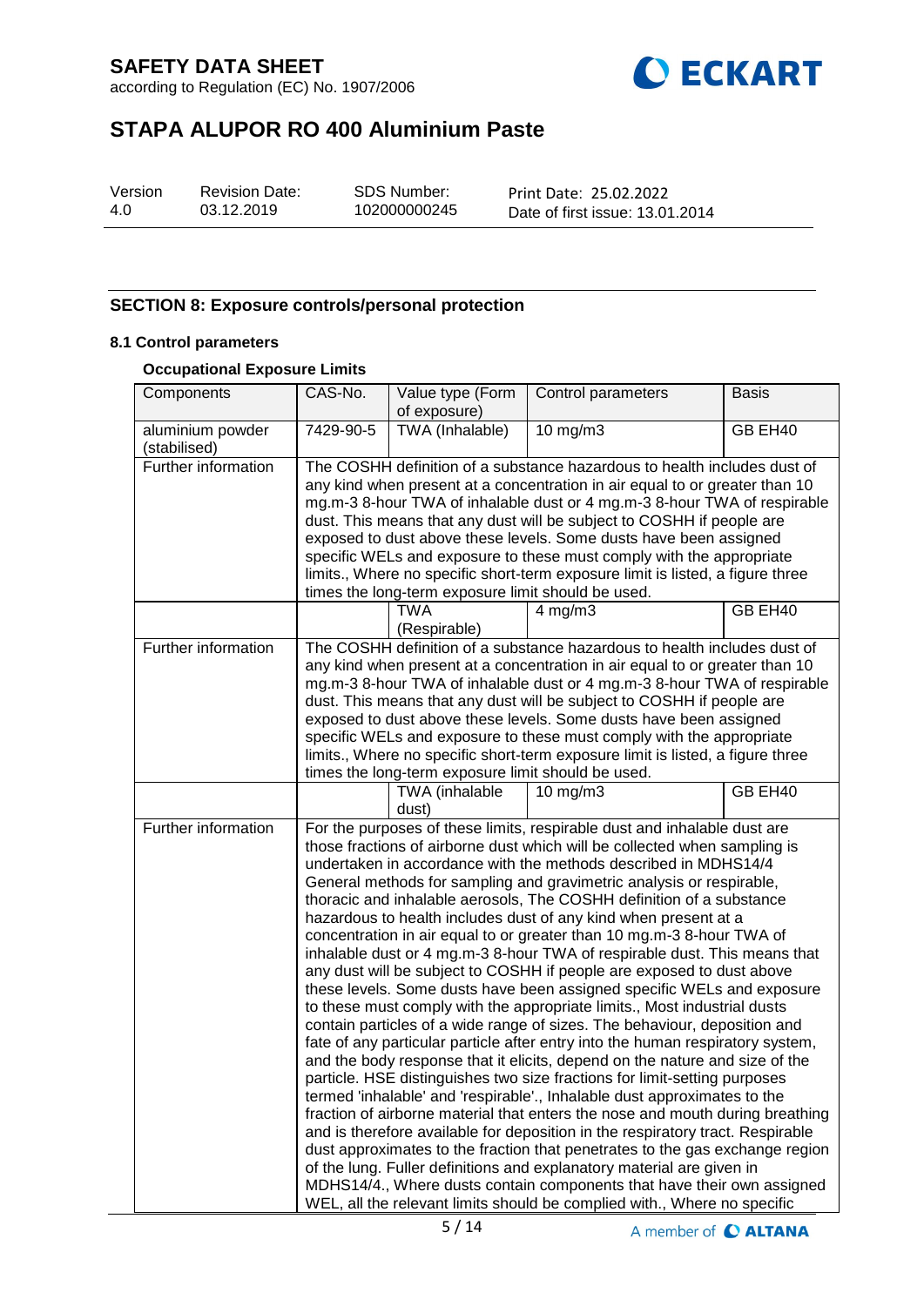## SECTION 8: Exposure controls/personal protection

### 8.1 Control parameters

**Occupational Exposure Limits**

| Components | CAS-No. | Value type (Form of exposure) | Control parameters | Basis |
|---|---|---|---|---|
| aluminium powder (stabilised) | 7429-90-5 | TWA (Inhalable) | 10 mg/m3 | GB EH40 |
| Further information | The COSHH definition of a substance hazardous to health includes dust of any kind when present at a concentration in air equal to or greater than 10 mg.m-3 8-hour TWA of inhalable dust or 4 mg.m-3 8-hour TWA of respirable dust. This means that any dust will be subject to COSHH if people are exposed to dust above these levels. Some dusts have been assigned specific WELs and exposure to these must comply with the appropriate limits., Where no specific short-term exposure limit is listed, a figure three times the long-term exposure limit should be used. | | | |
| | | TWA (Respirable) | 4 mg/m3 | GB EH40 |
| Further information | The COSHH definition of a substance hazardous to health includes dust of any kind when present at a concentration in air equal to or greater than 10 mg.m-3 8-hour TWA of inhalable dust or 4 mg.m-3 8-hour TWA of respirable dust. This means that any dust will be subject to COSHH if people are exposed to dust above these levels. Some dusts have been assigned specific WELs and exposure to these must comply with the appropriate limits., Where no specific short-term exposure limit is listed, a figure three times the long-term exposure limit should be used. | | | |
| | | TWA (inhalable dust) | 10 mg/m3 | GB EH40 |
| Further information | For the purposes of these limits, respirable dust and inhalable dust are those fractions of airborne dust which will be collected when sampling is undertaken in accordance with the methods described in MDHS14/4 General methods for sampling and gravimetric analysis or respirable, thoracic and inhalable aerosols, The COSHH definition of a substance hazardous to health includes dust of any kind when present at a concentration in air equal to or greater than 10 mg.m-3 8-hour TWA of inhalable dust or 4 mg.m-3 8-hour TWA of respirable dust. This means that any dust will be subject to COSHH if people are exposed to dust above these levels. Some dusts have been assigned specific WELs and exposure to these must comply with the appropriate limits., Most industrial dusts contain particles of a wide range of sizes. The behaviour, deposition and fate of any particular particle after entry into the human respiratory system, and the body response that it elicits, depend on the nature and size of the particle. HSE distinguishes two size fractions for limit-setting purposes termed 'inhalable' and 'respirable'., Inhalable dust approximates to the fraction of airborne material that enters the nose and mouth during breathing and is therefore available for deposition in the respiratory tract. Respirable dust approximates to the fraction that penetrates to the gas exchange region of the lung. Fuller definitions and explanatory material are given in MDHS14/4., Where dusts contain components that have their own assigned WEL, all the relevant limits should be complied with., Where no specific | | | |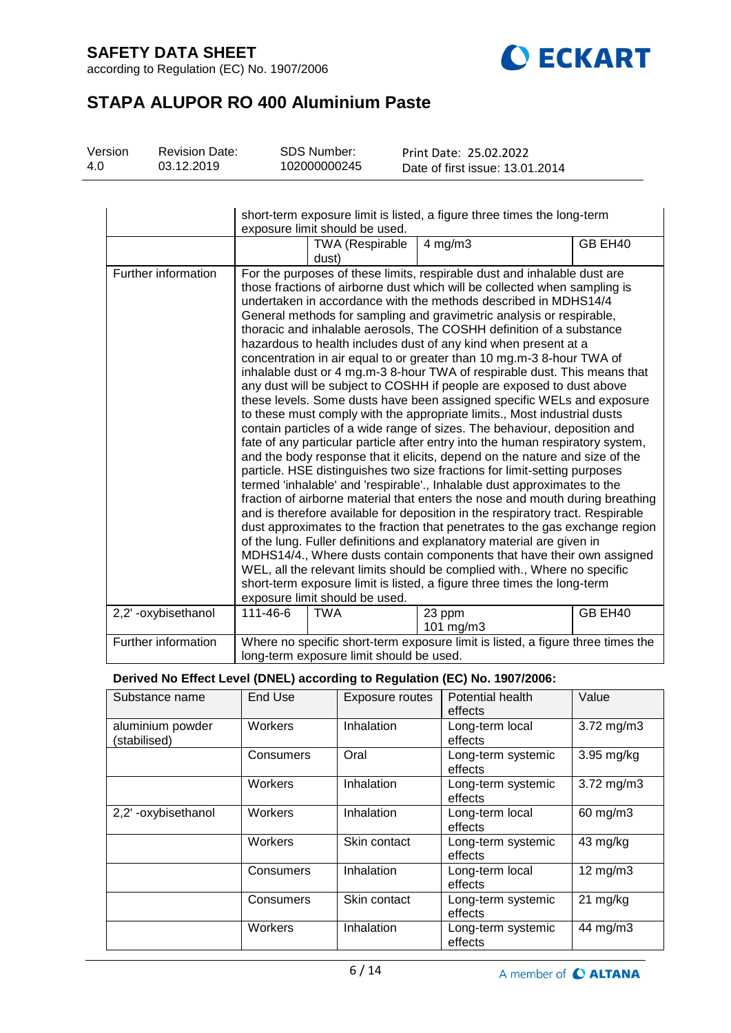| | | | | |
|---|---|---|---|---|
| | short-term exposure limit is listed, a figure three times the long-term exposure limit should be used. | | | |
| | | TWA (Respirable dust) | 4 mg/m3 | GB EH40 |
| Further information | For the purposes of these limits, respirable dust and inhalable dust are those fractions of airborne dust which will be collected when sampling is undertaken in accordance with the methods described in MDHS14/4 General methods for sampling and gravimetric analysis or respirable, thoracic and inhalable aerosols, The COSHH definition of a substance hazardous to health includes dust of any kind when present at a concentration in air equal to or greater than 10 mg.m-3 8-hour TWA of inhalable dust or 4 mg.m-3 8-hour TWA of respirable dust. This means that any dust will be subject to COSHH if people are exposed to dust above these levels. Some dusts have been assigned specific WELs and exposure to these must comply with the appropriate limits., Most industrial dusts contain particles of a wide range of sizes. The behaviour, deposition and fate of any particular particle after entry into the human respiratory system, and the body response that it elicits, depend on the nature and size of the particle. HSE distinguishes two size fractions for limit-setting purposes termed 'inhalable' and 'respirable'., Inhalable dust approximates to the fraction of airborne material that enters the nose and mouth during breathing and is therefore available for deposition in the respiratory tract. Respirable dust approximates to the fraction that penetrates to the gas exchange region of the lung. Fuller definitions and explanatory material are given in MDHS14/4., Where dusts contain components that have their own assigned WEL, all the relevant limits should be complied with., Where no specific short-term exposure limit is listed, a figure three times the long-term exposure limit should be used. | | | |
| 2,2' -oxybisethanol | 111-46-6 | TWA | 23 ppm<br>101 mg/m3 | GB EH40 |
| Further information | Where no specific short-term exposure limit is listed, a figure three times the long-term exposure limit should be used. | | | |

**Derived No Effect Level (DNEL) according to Regulation (EC) No. 1907/2006:**

| Substance name | End Use | Exposure routes | Potential health effects | Value |
|---|---|---|---|---|
| aluminium powder (stabilised) | Workers | Inhalation | Long-term local effects | 3.72 mg/m3 |
| | Consumers | Oral | Long-term systemic effects | 3.95 mg/kg |
| | Workers | Inhalation | Long-term systemic effects | 3.72 mg/m3 |
| 2,2' -oxybisethanol | Workers | Inhalation | Long-term local effects | 60 mg/m3 |
| | Workers | Skin contact | Long-term systemic effects | 43 mg/kg |
| | Consumers | Inhalation | Long-term local effects | 12 mg/m3 |
| | Consumers | Skin contact | Long-term systemic effects | 21 mg/kg |
| | Workers | Inhalation | Long-term systemic effects | 44 mg/m3 |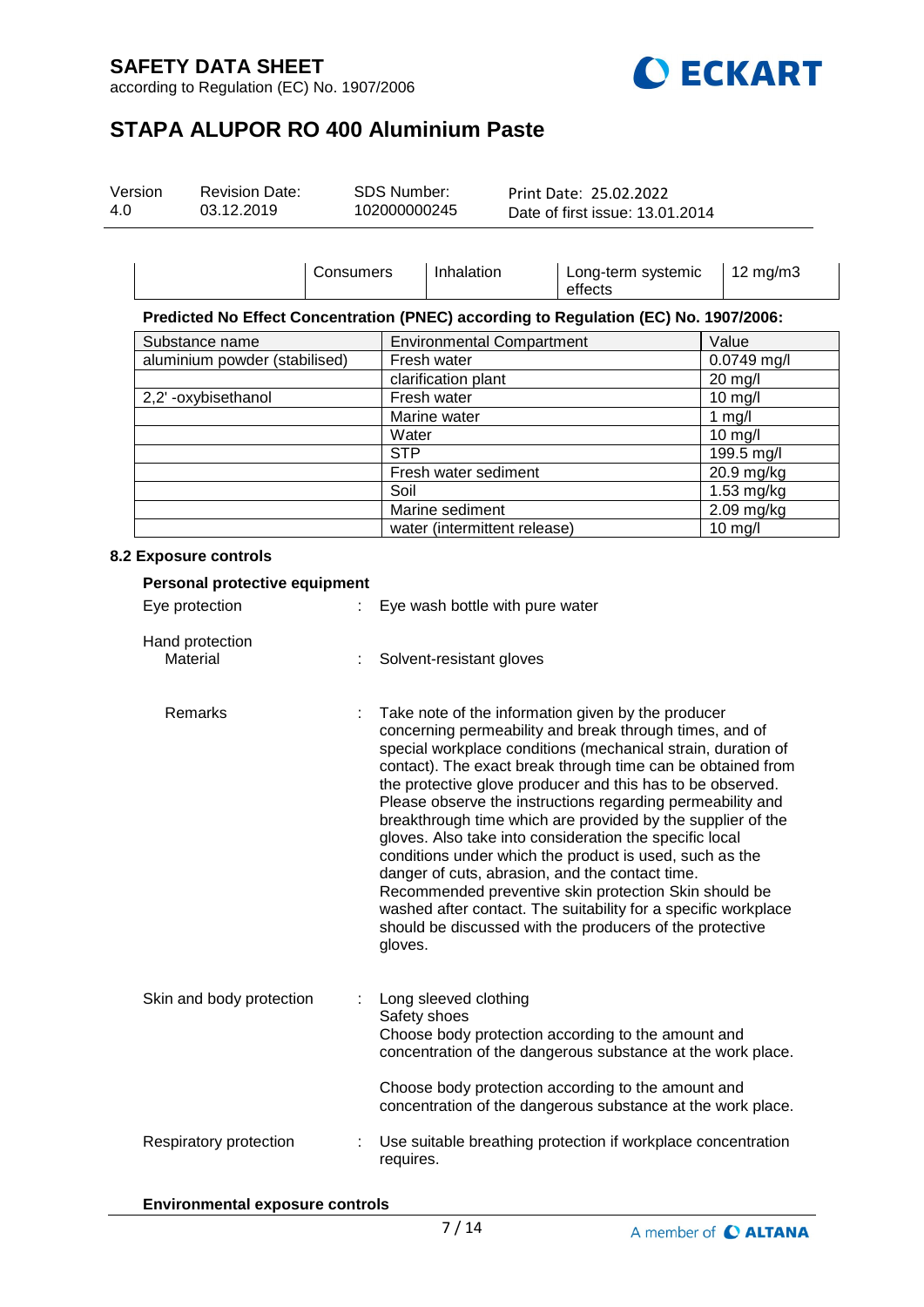| | Consumers | Inhalation | Long-term systemic effects | 12 mg/m3 |
|---|---|---|---|---|

**Predicted No Effect Concentration (PNEC) according to Regulation (EC) No. 1907/2006:**

| Substance name | Environmental Compartment | Value |
|---|---|---|
| aluminium powder (stabilised) | Fresh water | 0.0749 mg/l |
| | clarification plant | 20 mg/l |
| 2,2' -oxybisethanol | Fresh water | 10 mg/l |
| | Marine water | 1 mg/l |
| | Water | 10 mg/l |
| | STP | 199.5 mg/l |
| | Fresh water sediment | 20.9 mg/kg |
| | Soil | 1.53 mg/kg |
| | Marine sediment | 2.09 mg/kg |
| | water (intermittent release) | 10 mg/l |

### 8.2 Exposure controls

**Personal protective equipment**

Eye protection : Eye wash bottle with pure water

Hand protection
Material : Solvent-resistant gloves

Remarks : Take note of the information given by the producer concerning permeability and break through times, and of special workplace conditions (mechanical strain, duration of contact). The exact break through time can be obtained from the protective glove producer and this has to be observed. Please observe the instructions regarding permeability and breakthrough time which are provided by the supplier of the gloves. Also take into consideration the specific local conditions under which the product is used, such as the danger of cuts, abrasion, and the contact time. Recommended preventive skin protection Skin should be washed after contact. The suitability for a specific workplace should be discussed with the producers of the protective gloves.

Skin and body protection : Long sleeved clothing
Safety shoes
Choose body protection according to the amount and concentration of the dangerous substance at the work place.

Choose body protection according to the amount and concentration of the dangerous substance at the work place.

Respiratory protection : Use suitable breathing protection if workplace concentration requires.

**Environmental exposure controls**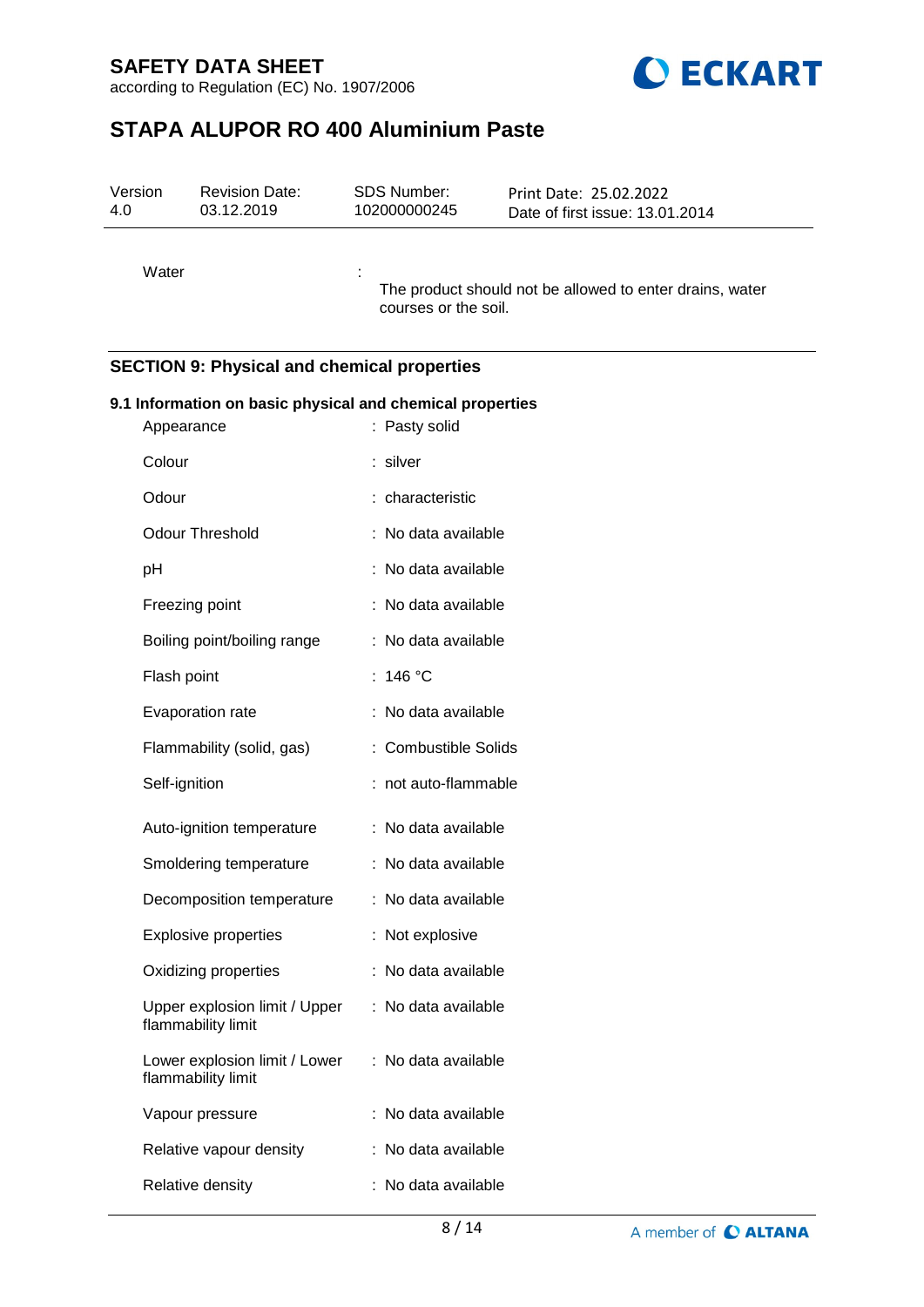| | | | |
|---|---|---|---|
| Version<br>4.0 | Revision Date:<br>03.12.2019 | SDS Number:<br>102000000245 | Print Date: 25.02.2022<br>Date of first issue: 13.01.2014 |

Water : The product should not be allowed to enter drains, water courses or the soil.

## SECTION 9: Physical and chemical properties

### 9.1 Information on basic physical and chemical properties

| | |
|---|---|
| Appearance | : Pasty solid |
| Colour | : silver |
| Odour | : characteristic |
| Odour Threshold | : No data available |
| pH | : No data available |
| Freezing point | : No data available |
| Boiling point/boiling range | : No data available |
| Flash point | : 146 °C |
| Evaporation rate | : No data available |
| Flammability (solid, gas) | : Combustible Solids |
| Self-ignition | : not auto-flammable |
| Auto-ignition temperature | : No data available |
| Smoldering temperature | : No data available |
| Decomposition temperature | : No data available |
| Explosive properties | : Not explosive |
| Oxidizing properties | : No data available |
| Upper explosion limit / Upper flammability limit | : No data available |
| Lower explosion limit / Lower flammability limit | : No data available |
| Vapour pressure | : No data available |
| Relative vapour density | : No data available |
| Relative density | : No data available |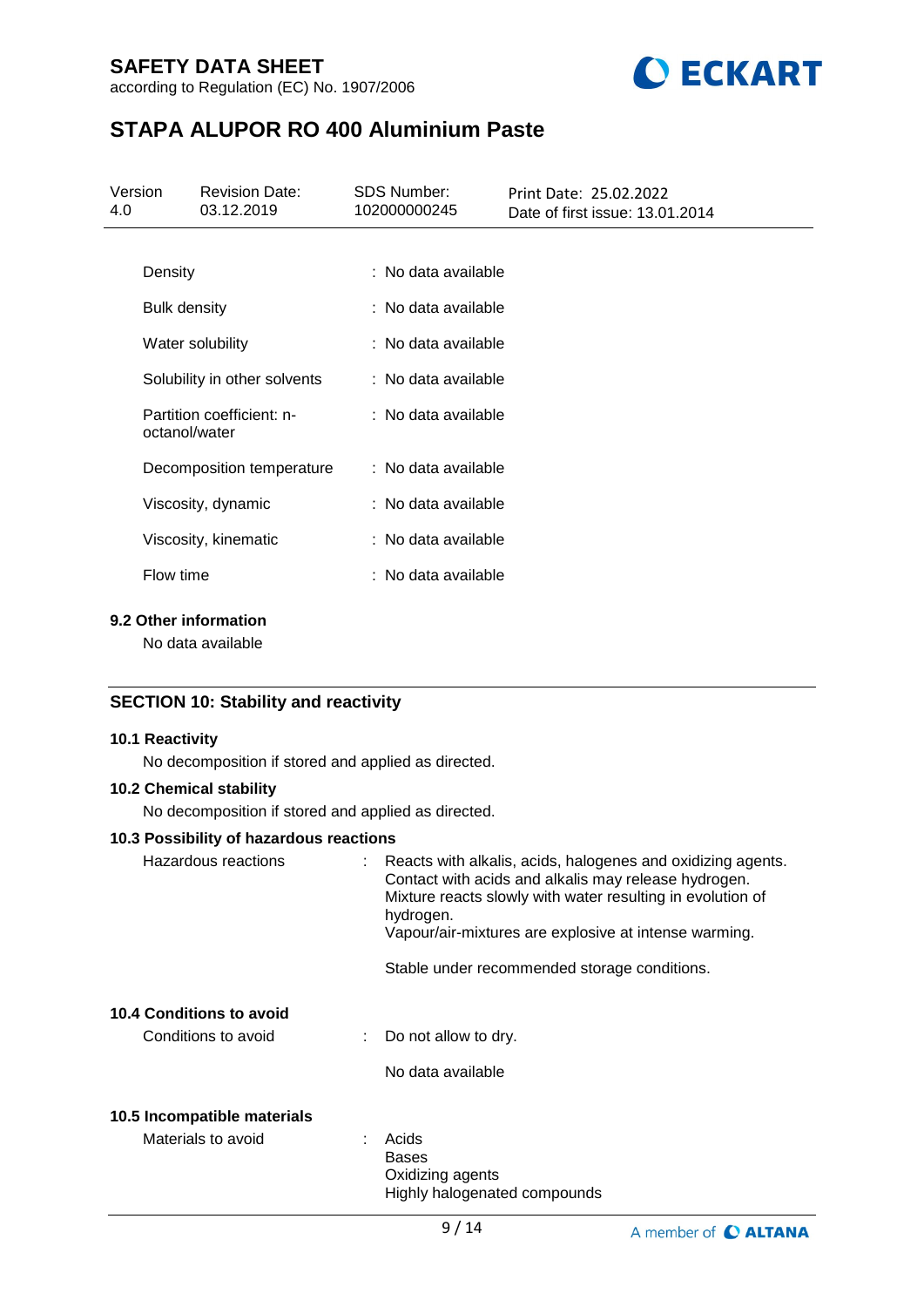| | |
|---|---|
| Density | : No data available |
| Bulk density | : No data available |
| Water solubility | : No data available |
| Solubility in other solvents | : No data available |
| Partition coefficient: n-octanol/water | : No data available |
| Decomposition temperature | : No data available |
| Viscosity, dynamic | : No data available |
| Viscosity, kinematic | : No data available |
| Flow time | : No data available |

### 9.2 Other information

No data available

## SECTION 10: Stability and reactivity

### 10.1 Reactivity

No decomposition if stored and applied as directed.

### 10.2 Chemical stability

No decomposition if stored and applied as directed.

### 10.3 Possibility of hazardous reactions

Hazardous reactions : Reacts with alkalis, acids, halogenes and oxidizing agents. Contact with acids and alkalis may release hydrogen. Mixture reacts slowly with water resulting in evolution of hydrogen.
Vapour/air-mixtures are explosive at intense warming.

Stable under recommended storage conditions.

### 10.4 Conditions to avoid

Conditions to avoid : Do not allow to dry.

No data available

### 10.5 Incompatible materials

Materials to avoid : Acids
Bases
Oxidizing agents
Highly halogenated compounds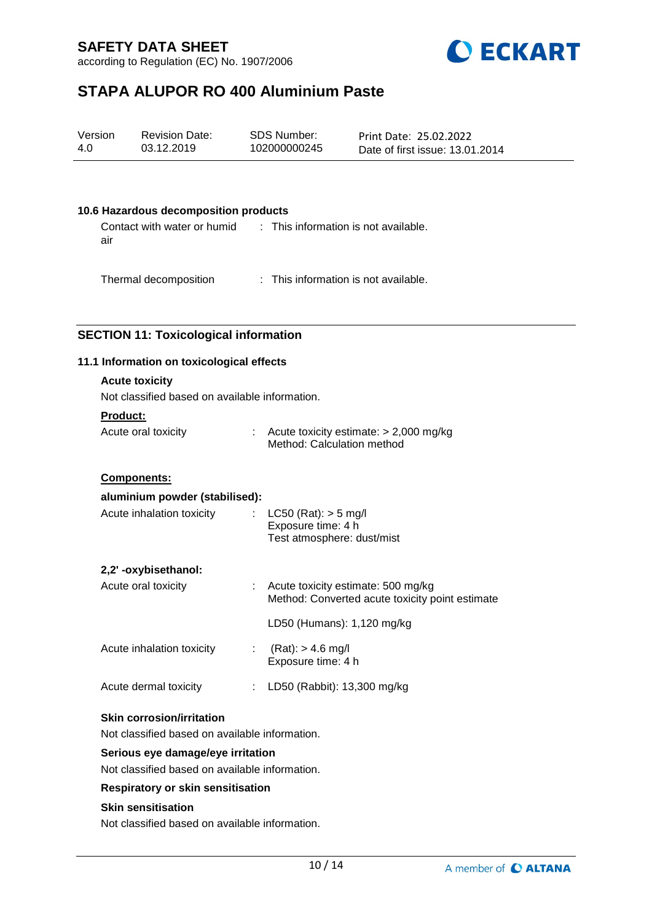### 10.6 Hazardous decomposition products

| | |
|---|---|
| Contact with water or humid air | : This information is not available. |
| Thermal decomposition | : This information is not available. |

## SECTION 11: Toxicological information

### 11.1 Information on toxicological effects

**Acute toxicity**

Not classified based on available information.

**Product:**

| | |
|---|---|
| Acute oral toxicity | : Acute toxicity estimate: > 2,000 mg/kg<br>Method: Calculation method |

**Components:**

**aluminium powder (stabilised):**

| | |
|---|---|
| Acute inhalation toxicity | : LC50 (Rat): > 5 mg/l<br>Exposure time: 4 h<br>Test atmosphere: dust/mist |

**2,2' -oxybisethanol:**

| | |
|---|---|
| Acute oral toxicity | : Acute toxicity estimate: 500 mg/kg<br>Method: Converted acute toxicity point estimate<br><br>LD50 (Humans): 1,120 mg/kg |
| Acute inhalation toxicity | : (Rat): > 4.6 mg/l<br>Exposure time: 4 h |
| Acute dermal toxicity | : LD50 (Rabbit): 13,300 mg/kg |

**Skin corrosion/irritation**

Not classified based on available information.

**Serious eye damage/eye irritation**

Not classified based on available information.

**Respiratory or skin sensitisation**

**Skin sensitisation**

Not classified based on available information.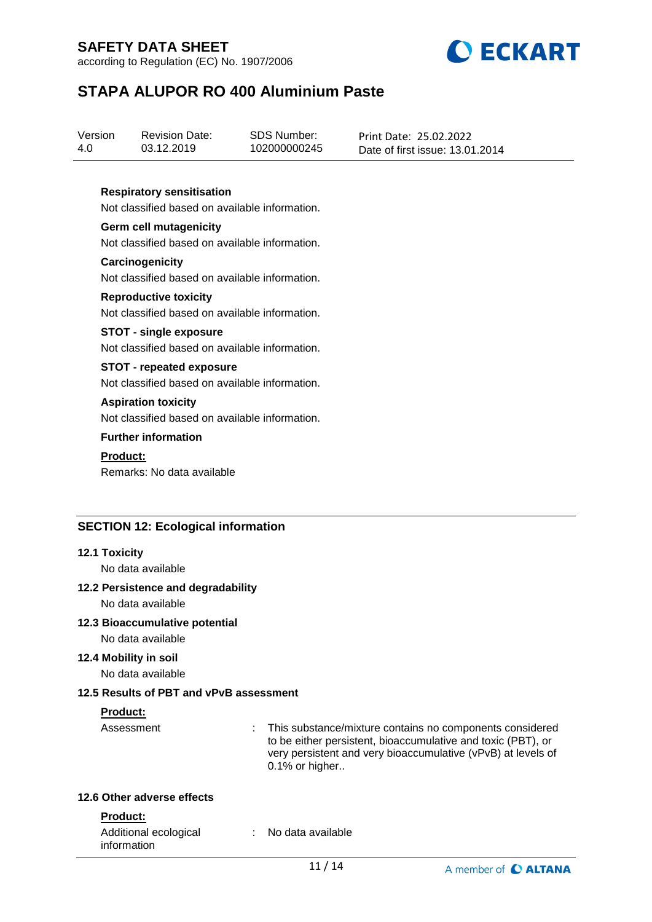**Respiratory sensitisation**

Not classified based on available information.

**Germ cell mutagenicity**

Not classified based on available information.

**Carcinogenicity**

Not classified based on available information.

**Reproductive toxicity**

Not classified based on available information.

**STOT - single exposure**

Not classified based on available information.

**STOT - repeated exposure**

Not classified based on available information.

**Aspiration toxicity**

Not classified based on available information.

**Further information**

**Product:**

Remarks: No data available

## SECTION 12: Ecological information

### 12.1 Toxicity

No data available

### 12.2 Persistence and degradability

No data available

### 12.3 Bioaccumulative potential

No data available

### 12.4 Mobility in soil

No data available

### 12.5 Results of PBT and vPvB assessment

**Product:**

Assessment : This substance/mixture contains no components considered to be either persistent, bioaccumulative and toxic (PBT), or very persistent and very bioaccumulative (vPvB) at levels of 0.1% or higher..

### 12.6 Other adverse effects

**Product:**

Additional ecological information : No data available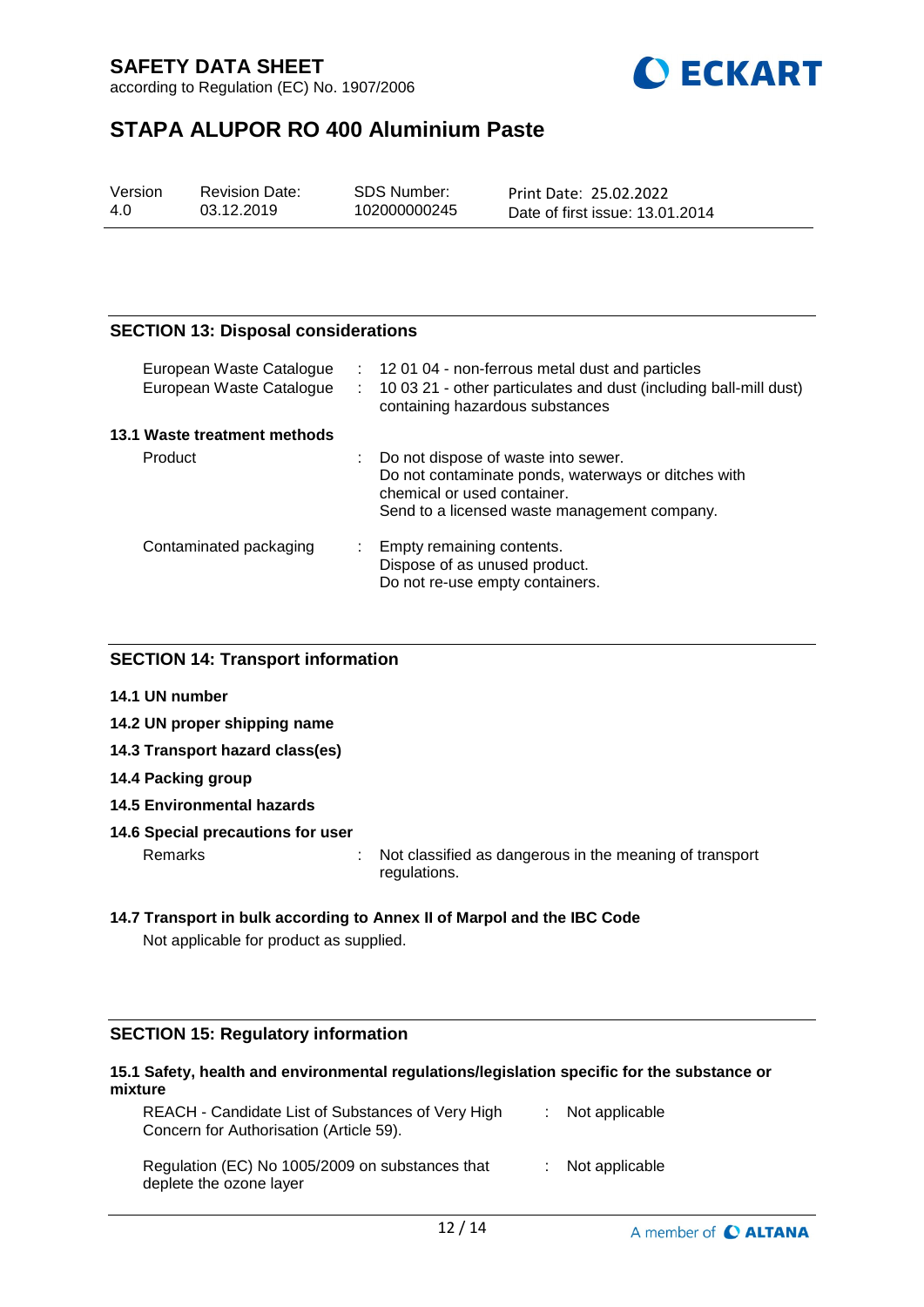## SECTION 13: Disposal considerations

| | | |
|---|---|---|
| European Waste Catalogue | : | 12 01 04 - non-ferrous metal dust and particles |
| European Waste Catalogue | : | 10 03 21 - other particulates and dust (including ball-mill dust) containing hazardous substances |

### 13.1 Waste treatment methods

| | | |
|---|---|---|
| Product | : | Do not dispose of waste into sewer.<br>Do not contaminate ponds, waterways or ditches with chemical or used container.<br>Send to a licensed waste management company. |
| Contaminated packaging | : | Empty remaining contents.<br>Dispose of as unused product.<br>Do not re-use empty containers. |

## SECTION 14: Transport information

### 14.1 UN number

### 14.2 UN proper shipping name

### 14.3 Transport hazard class(es)

### 14.4 Packing group

### 14.5 Environmental hazards

### 14.6 Special precautions for user

| | | |
|---|---|---|
| Remarks | : | Not classified as dangerous in the meaning of transport regulations. |

### 14.7 Transport in bulk according to Annex II of Marpol and the IBC Code

Not applicable for product as supplied.

## SECTION 15: Regulatory information

### 15.1 Safety, health and environmental regulations/legislation specific for the substance or mixture

| | | |
|---|---|---|
| REACH - Candidate List of Substances of Very High Concern for Authorisation (Article 59). | : | Not applicable |
| Regulation (EC) No 1005/2009 on substances that deplete the ozone layer | : | Not applicable |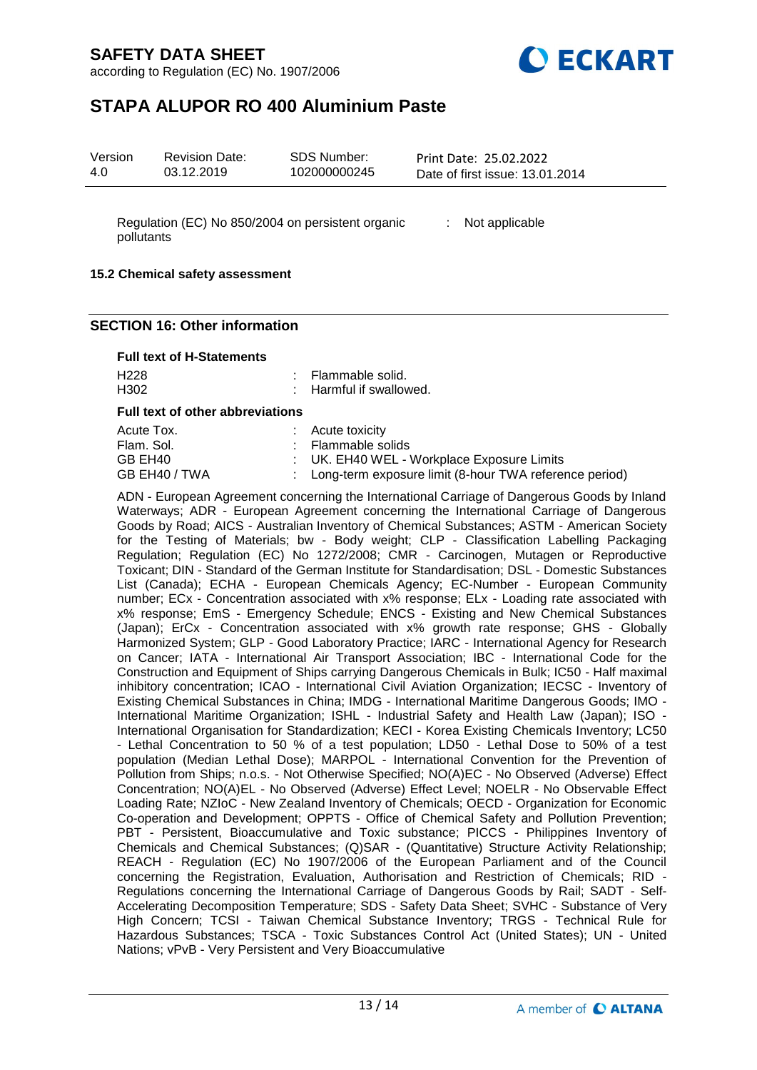| | | |
|---|---|---|
| Regulation (EC) No 850/2004 on persistent organic pollutants | : | Not applicable |

**15.2 Chemical safety assessment**

## SECTION 16: Other information

**Full text of H-Statements**

| | | |
|---|---|---|
| H228 | : | Flammable solid. |
| H302 | : | Harmful if swallowed. |

**Full text of other abbreviations**

| | | |
|---|---|---|
| Acute Tox. | : | Acute toxicity |
| Flam. Sol. | : | Flammable solids |
| GB EH40 | : | UK. EH40 WEL - Workplace Exposure Limits |
| GB EH40 / TWA | : | Long-term exposure limit (8-hour TWA reference period) |

ADN - European Agreement concerning the International Carriage of Dangerous Goods by Inland Waterways; ADR - European Agreement concerning the International Carriage of Dangerous Goods by Road; AICS - Australian Inventory of Chemical Substances; ASTM - American Society for the Testing of Materials; bw - Body weight; CLP - Classification Labelling Packaging Regulation; Regulation (EC) No 1272/2008; CMR - Carcinogen, Mutagen or Reproductive Toxicant; DIN - Standard of the German Institute for Standardisation; DSL - Domestic Substances List (Canada); ECHA - European Chemicals Agency; EC-Number - European Community number; ECx - Concentration associated with x% response; ELx - Loading rate associated with x% response; EmS - Emergency Schedule; ENCS - Existing and New Chemical Substances (Japan); ErCx - Concentration associated with x% growth rate response; GHS - Globally Harmonized System; GLP - Good Laboratory Practice; IARC - International Agency for Research on Cancer; IATA - International Air Transport Association; IBC - International Code for the Construction and Equipment of Ships carrying Dangerous Chemicals in Bulk; IC50 - Half maximal inhibitory concentration; ICAO - International Civil Aviation Organization; IECSC - Inventory of Existing Chemical Substances in China; IMDG - International Maritime Dangerous Goods; IMO - International Maritime Organization; ISHL - Industrial Safety and Health Law (Japan); ISO - International Organisation for Standardization; KECI - Korea Existing Chemicals Inventory; LC50 - Lethal Concentration to 50 % of a test population; LD50 - Lethal Dose to 50% of a test population (Median Lethal Dose); MARPOL - International Convention for the Prevention of Pollution from Ships; n.o.s. - Not Otherwise Specified; NO(A)EC - No Observed (Adverse) Effect Concentration; NO(A)EL - No Observed (Adverse) Effect Level; NOELR - No Observable Effect Loading Rate; NZIoC - New Zealand Inventory of Chemicals; OECD - Organization for Economic Co-operation and Development; OPPTS - Office of Chemical Safety and Pollution Prevention; PBT - Persistent, Bioaccumulative and Toxic substance; PICCS - Philippines Inventory of Chemicals and Chemical Substances; (Q)SAR - (Quantitative) Structure Activity Relationship; REACH - Regulation (EC) No 1907/2006 of the European Parliament and of the Council concerning the Registration, Evaluation, Authorisation and Restriction of Chemicals; RID - Regulations concerning the International Carriage of Dangerous Goods by Rail; SADT - Self-Accelerating Decomposition Temperature; SDS - Safety Data Sheet; SVHC - Substance of Very High Concern; TCSI - Taiwan Chemical Substance Inventory; TRGS - Technical Rule for Hazardous Substances; TSCA - Toxic Substances Control Act (United States); UN - United Nations; vPvB - Very Persistent and Very Bioaccumulative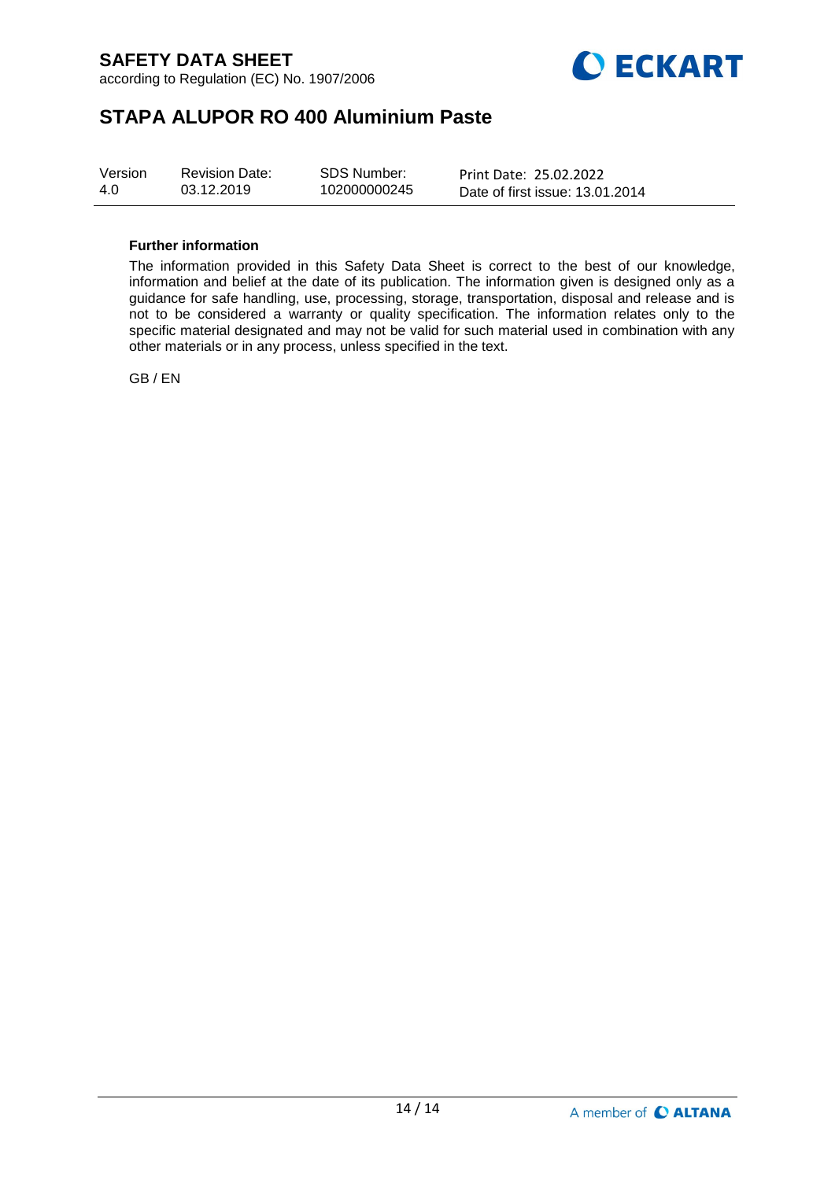**Further information**

The information provided in this Safety Data Sheet is correct to the best of our knowledge, information and belief at the date of its publication. The information given is designed only as a guidance for safe handling, use, processing, storage, transportation, disposal and release and is not to be considered a warranty or quality specification. The information relates only to the specific material designated and may not be valid for such material used in combination with any other materials or in any process, unless specified in the text.

GB / EN